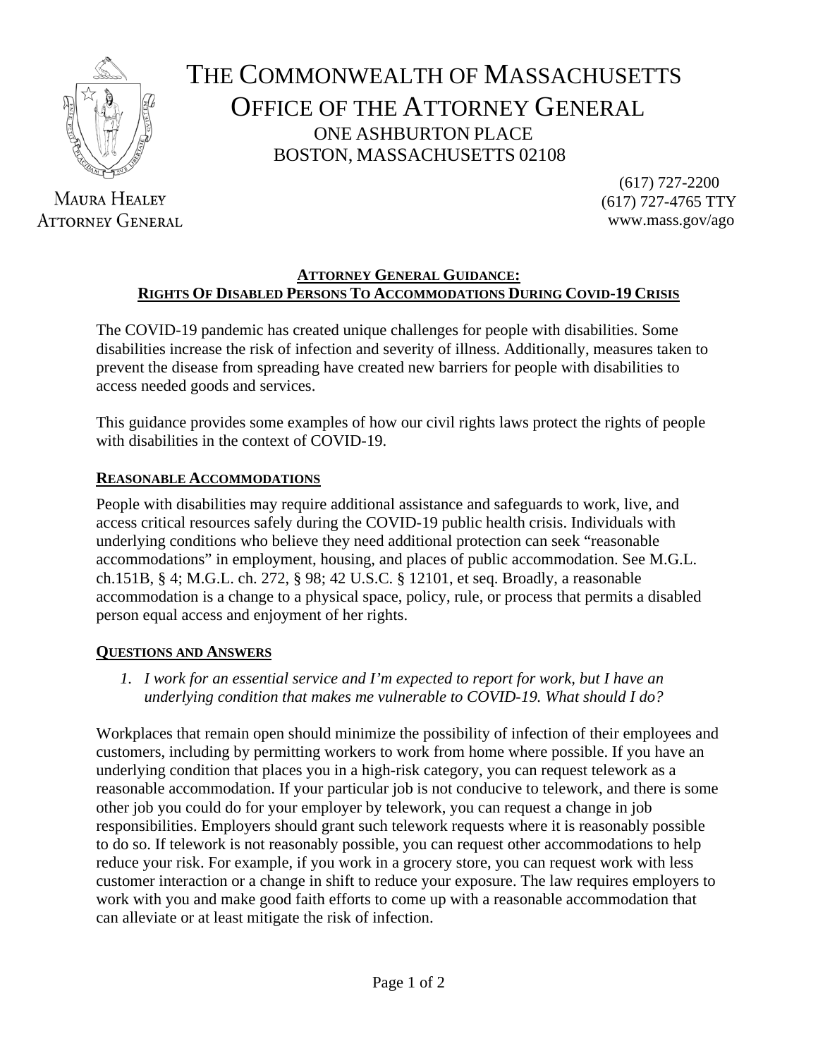# THE COMMONWEALTH OF MASSACHUSETTS
## OFFICE OF THE ATTORNEY GENERAL

ONE ASHBURTON PLACE
BOSTON, MASSACHUSETTS 02108

MAURA HEALEY
ATTORNEY GENERAL

(617) 727-2200
(617) 727-4765 TTY
www.mass.gov/ago

## ATTORNEY GENERAL GUIDANCE: RIGHTS OF DISABLED PERSONS TO ACCOMMODATIONS DURING COVID-19 CRISIS

The COVID-19 pandemic has created unique challenges for people with disabilities. Some disabilities increase the risk of infection and severity of illness. Additionally, measures taken to prevent the disease from spreading have created new barriers for people with disabilities to access needed goods and services.

This guidance provides some examples of how our civil rights laws protect the rights of people with disabilities in the context of COVID-19.

### REASONABLE ACCOMMODATIONS

People with disabilities may require additional assistance and safeguards to work, live, and access critical resources safely during the COVID-19 public health crisis. Individuals with underlying conditions who believe they need additional protection can seek "reasonable accommodations" in employment, housing, and places of public accommodation. See M.G.L. ch.151B, § 4; M.G.L. ch. 272, § 98; 42 U.S.C. § 12101, et seq. Broadly, a reasonable accommodation is a change to a physical space, policy, rule, or process that permits a disabled person equal access and enjoyment of her rights.

### QUESTIONS AND ANSWERS

1. *I work for an essential service and I'm expected to report for work, but I have an underlying condition that makes me vulnerable to COVID-19. What should I do?*

Workplaces that remain open should minimize the possibility of infection of their employees and customers, including by permitting workers to work from home where possible. If you have an underlying condition that places you in a high-risk category, you can request telework as a reasonable accommodation. If your particular job is not conducive to telework, and there is some other job you could do for your employer by telework, you can request a change in job responsibilities. Employers should grant such telework requests where it is reasonably possible to do so. If telework is not reasonably possible, you can request other accommodations to help reduce your risk. For example, if you work in a grocery store, you can request work with less customer interaction or a change in shift to reduce your exposure. The law requires employers to work with you and make good faith efforts to come up with a reasonable accommodation that can alleviate or at least mitigate the risk of infection.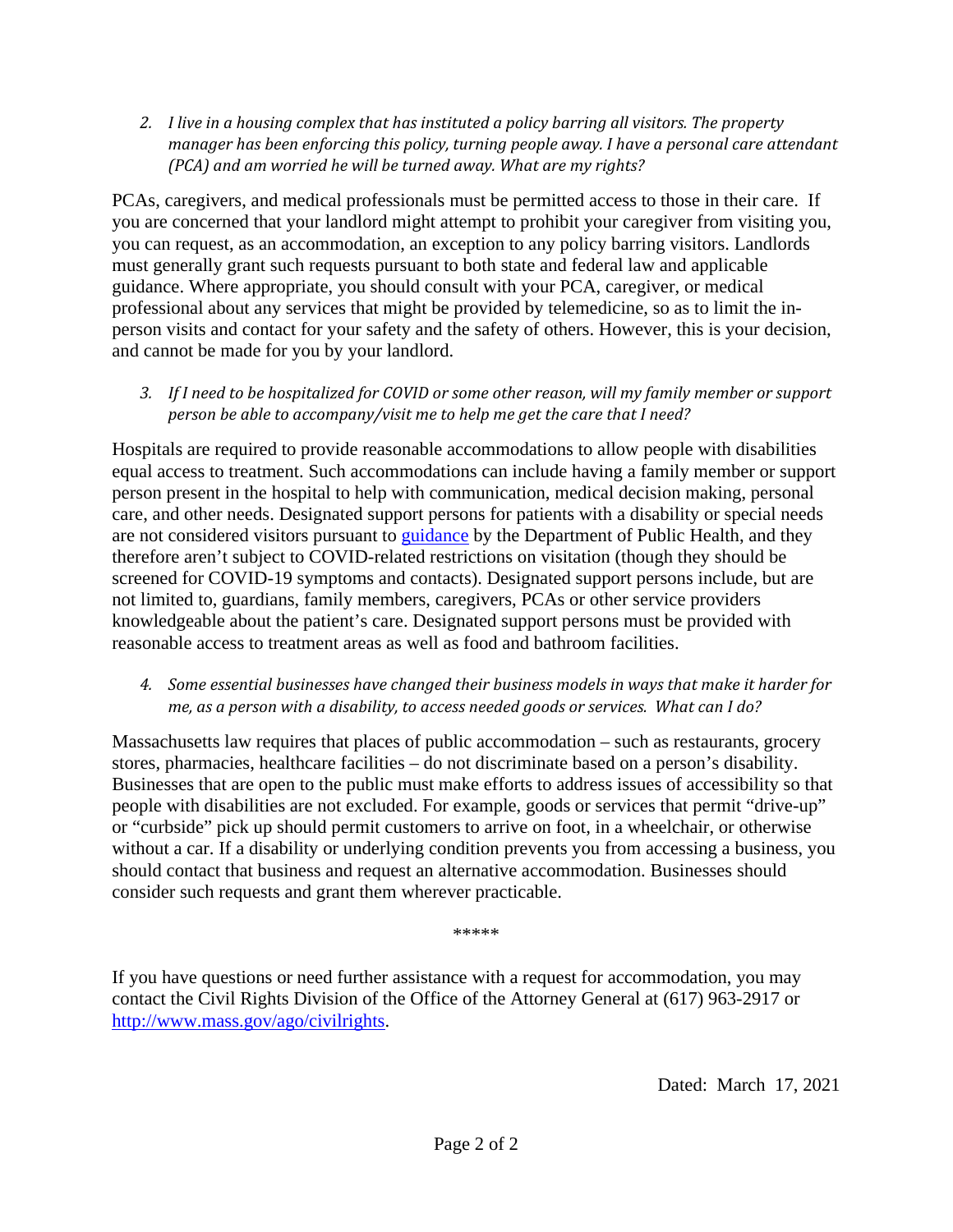2. *I live in a housing complex that has instituted a policy barring all visitors. The property manager has been enforcing this policy, turning people away. I have a personal care attendant (PCA) and am worried he will be turned away. What are my rights?*

PCAs, caregivers, and medical professionals must be permitted access to those in their care. If you are concerned that your landlord might attempt to prohibit your caregiver from visiting you, you can request, as an accommodation, an exception to any policy barring visitors. Landlords must generally grant such requests pursuant to both state and federal law and applicable guidance. Where appropriate, you should consult with your PCA, caregiver, or medical professional about any services that might be provided by telemedicine, so as to limit the in-person visits and contact for your safety and the safety of others. However, this is your decision, and cannot be made for you by your landlord.

3. *If I need to be hospitalized for COVID or some other reason, will my family member or support person be able to accompany/visit me to help me get the care that I need?*

Hospitals are required to provide reasonable accommodations to allow people with disabilities equal access to treatment. Such accommodations can include having a family member or support person present in the hospital to help with communication, medical decision making, personal care, and other needs. Designated support persons for patients with a disability or special needs are not considered visitors pursuant to guidance by the Department of Public Health, and they therefore aren't subject to COVID-related restrictions on visitation (though they should be screened for COVID-19 symptoms and contacts). Designated support persons include, but are not limited to, guardians, family members, caregivers, PCAs or other service providers knowledgeable about the patient's care. Designated support persons must be provided with reasonable access to treatment areas as well as food and bathroom facilities.

4. *Some essential businesses have changed their business models in ways that make it harder for me, as a person with a disability, to access needed goods or services. What can I do?*

Massachusetts law requires that places of public accommodation – such as restaurants, grocery stores, pharmacies, healthcare facilities – do not discriminate based on a person's disability. Businesses that are open to the public must make efforts to address issues of accessibility so that people with disabilities are not excluded. For example, goods or services that permit "drive-up" or "curbside" pick up should permit customers to arrive on foot, in a wheelchair, or otherwise without a car. If a disability or underlying condition prevents you from accessing a business, you should contact that business and request an alternative accommodation. Businesses should consider such requests and grant them wherever practicable.

*****

If you have questions or need further assistance with a request for accommodation, you may contact the Civil Rights Division of the Office of the Attorney General at (617) 963-2917 or http://www.mass.gov/ago/civilrights.

Dated: March 17, 2021